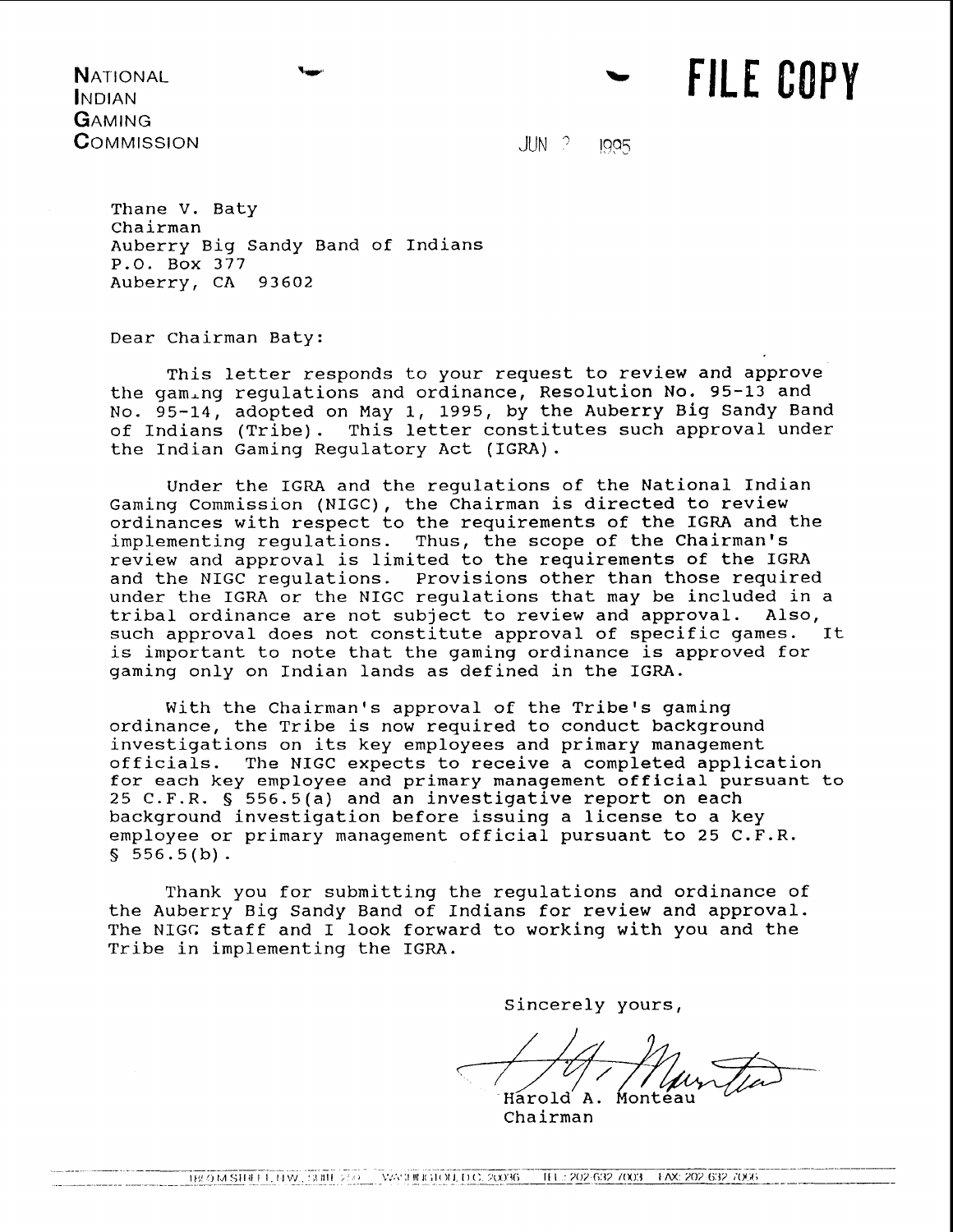**NATIONAL INDIAN GAMING COMMISSION**

**FILE COPY**

JUN 2 1995

Thane V. Baty
Chairman
Auberry Big Sandy Band of Indians
P.O. Box 377
Auberry, CA 93602

Dear Chairman Baty:

This letter responds to your request to review and approve the gaming regulations and ordinance, Resolution No. 95-13 and No. 95-14, adopted on May 1, 1995, by the Auberry Big Sandy Band of Indians (Tribe). This letter constitutes such approval under the Indian Gaming Regulatory Act (IGRA).

Under the IGRA and the regulations of the National Indian Gaming Commission (NIGC), the Chairman is directed to review ordinances with respect to the requirements of the IGRA and the implementing regulations. Thus, the scope of the Chairman's review and approval is limited to the requirements of the IGRA and the NIGC regulations. Provisions other than those required under the IGRA or the NIGC regulations that may be included in a tribal ordinance are not subject to review and approval. Also, such approval does not constitute approval of specific games. It is important to note that the gaming ordinance is approved for gaming only on Indian lands as defined in the IGRA.

With the Chairman's approval of the Tribe's gaming ordinance, the Tribe is now required to conduct background investigations on its key employees and primary management officials. The NIGC expects to receive a completed application for each key employee and primary management official pursuant to 25 C.F.R. § 556.5(a) and an investigative report on each background investigation before issuing a license to a key employee or primary management official pursuant to 25 C.F.R. § 556.5(b).

Thank you for submitting the regulations and ordinance of the Auberry Big Sandy Band of Indians for review and approval. The NIGC staff and I look forward to working with you and the Tribe in implementing the IGRA.

Sincerely yours,

Harold A. Monteau
Chairman

1850 M STREET, N.W., SUITE 250 WASHINGTON, D.C. 20036 TEL: 202-632-7003 FAX: 202-632-7066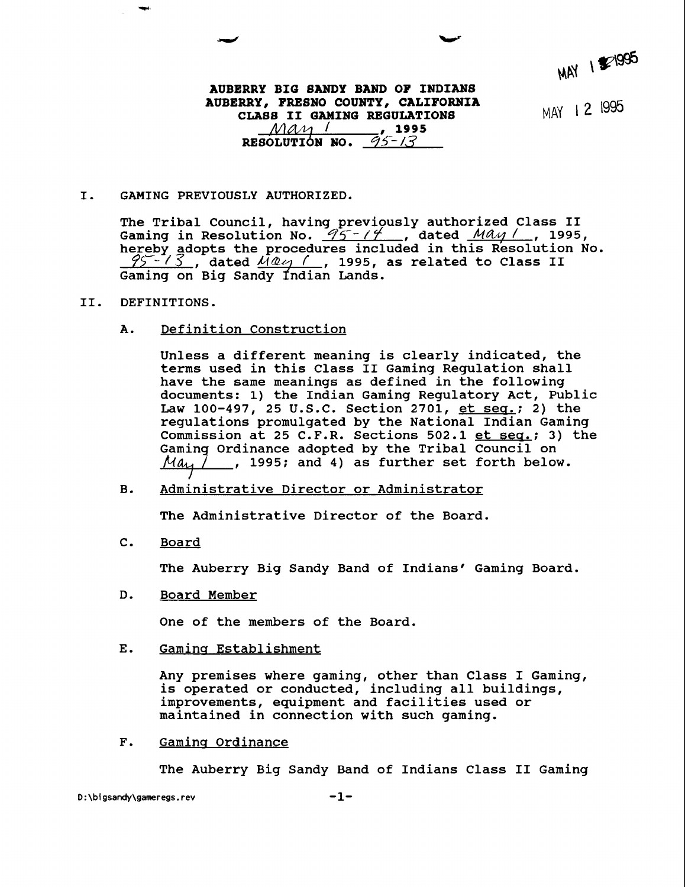MAY 1 1995

MAY 12 1995

**AUBERRY BIG SANDY BAND OF INDIANS**
**AUBERRY, FRESNO COUNTY, CALIFORNIA**
**CLASS II GAMING REGULATIONS**
**May 1, 1995**
**RESOLUTION NO. 95-13**

I. GAMING PREVIOUSLY AUTHORIZED.

The Tribal Council, having previously authorized Class II Gaming in Resolution No. 95-14, dated May 1, 1995, hereby adopts the procedures included in this Resolution No. 95-13, dated May 1, 1995, as related to Class II Gaming on Big Sandy Indian Lands.

II. DEFINITIONS.

A. Definition Construction

Unless a different meaning is clearly indicated, the terms used in this Class II Gaming Regulation shall have the same meanings as defined in the following documents: 1) the Indian Gaming Regulatory Act, Public Law 100-497, 25 U.S.C. Section 2701, et seq.; 2) the regulations promulgated by the National Indian Gaming Commission at 25 C.F.R. Sections 502.1 et seq.; 3) the Gaming Ordinance adopted by the Tribal Council on May 1, 1995; and 4) as further set forth below.

B. Administrative Director or Administrator

The Administrative Director of the Board.

C. Board

The Auberry Big Sandy Band of Indians' Gaming Board.

D. Board Member

One of the members of the Board.

E. Gaming Establishment

Any premises where gaming, other than Class I Gaming, is operated or conducted, including all buildings, improvements, equipment and facilities used or maintained in connection with such gaming.

F. Gaming Ordinance

The Auberry Big Sandy Band of Indians Class II Gaming

D:\bigsandy\gameregs.rev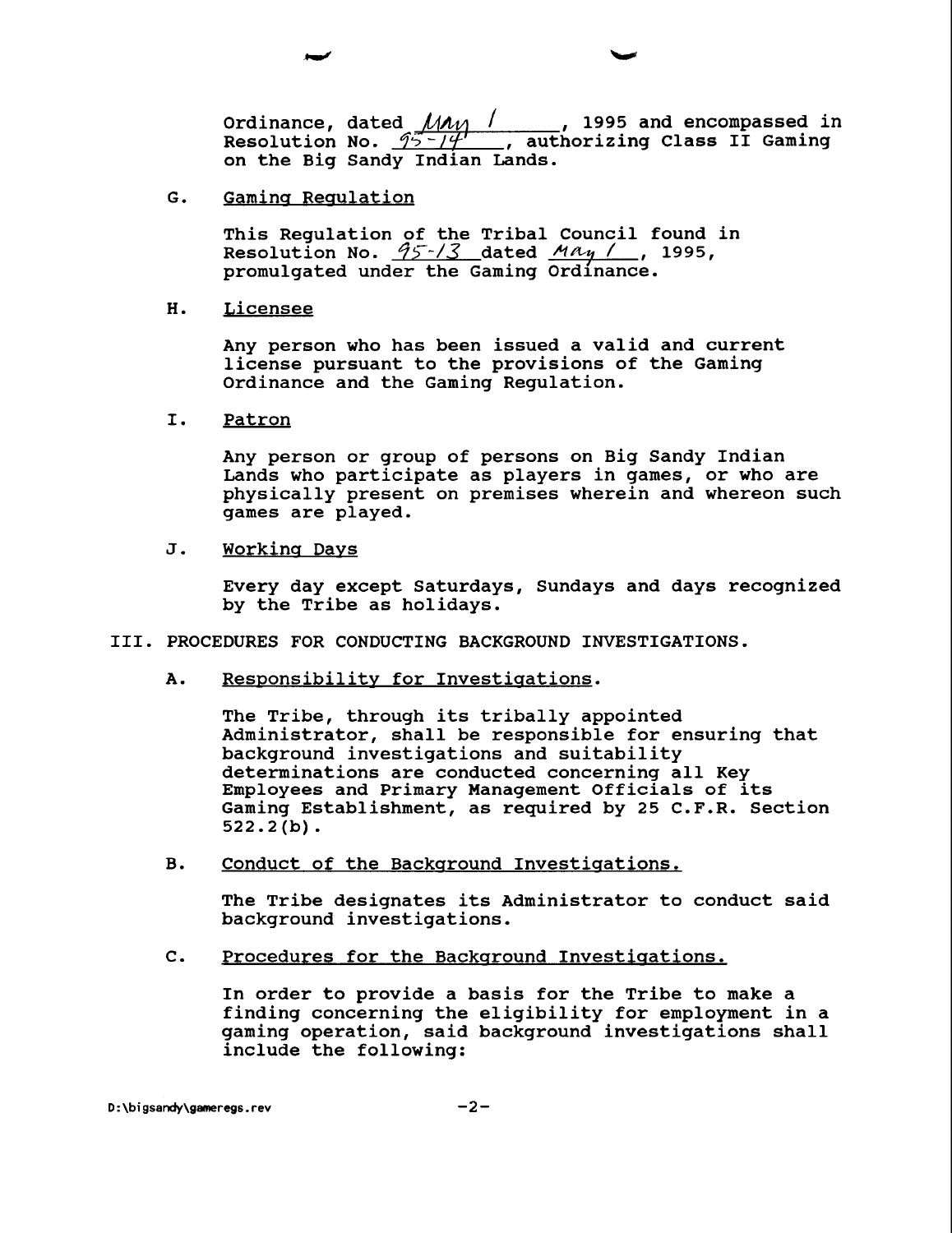Ordinance, dated May 1, 1995 and encompassed in Resolution No. 95-14, authorizing Class II Gaming on the Big Sandy Indian Lands.

G. Gaming Regulation

This Regulation of the Tribal Council found in Resolution No. 95-13 dated May 1, 1995, promulgated under the Gaming Ordinance.

H. Licensee

Any person who has been issued a valid and current license pursuant to the provisions of the Gaming Ordinance and the Gaming Regulation.

I. Patron

Any person or group of persons on Big Sandy Indian Lands who participate as players in games, or who are physically present on premises wherein and whereon such games are played.

J. Working Days

Every day except Saturdays, Sundays and days recognized by the Tribe as holidays.

## III. PROCEDURES FOR CONDUCTING BACKGROUND INVESTIGATIONS.

A. Responsibility for Investigations.

The Tribe, through its tribally appointed Administrator, shall be responsible for ensuring that background investigations and suitability determinations are conducted concerning all Key Employees and Primary Management Officials of its Gaming Establishment, as required by 25 C.F.R. Section 522.2(b).

B. Conduct of the Background Investigations.

The Tribe designates its Administrator to conduct said background investigations.

C. Procedures for the Background Investigations.

In order to provide a basis for the Tribe to make a finding concerning the eligibility for employment in a gaming operation, said background investigations shall include the following:

D:\bigsandy\gameregs.rev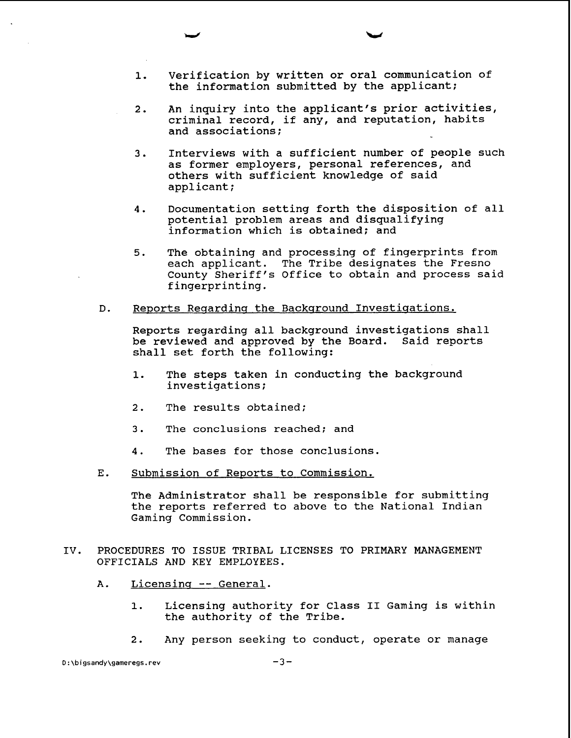1. Verification by written or oral communication of the information submitted by the applicant;

2. An inquiry into the applicant's prior activities, criminal record, if any, and reputation, habits and associations;

3. Interviews with a sufficient number of people such as former employers, personal references, and others with sufficient knowledge of said applicant;

4. Documentation setting forth the disposition of all potential problem areas and disqualifying information which is obtained; and

5. The obtaining and processing of fingerprints from each applicant. The Tribe designates the Fresno County Sheriff's Office to obtain and process said fingerprinting.

D. <u>Reports Regarding the Background Investigations.</u>

Reports regarding all background investigations shall be reviewed and approved by the Board. Said reports shall set forth the following:

1. The steps taken in conducting the background investigations;

2. The results obtained;

3. The conclusions reached; and

4. The bases for those conclusions.

E. <u>Submission of Reports to Commission.</u>

The Administrator shall be responsible for submitting the reports referred to above to the National Indian Gaming Commission.

IV. PROCEDURES TO ISSUE TRIBAL LICENSES TO PRIMARY MANAGEMENT OFFICIALS AND KEY EMPLOYEES.

A. <u>Licensing -- General</u>.

1. Licensing authority for Class II Gaming is within the authority of the Tribe.

2. Any person seeking to conduct, operate or manage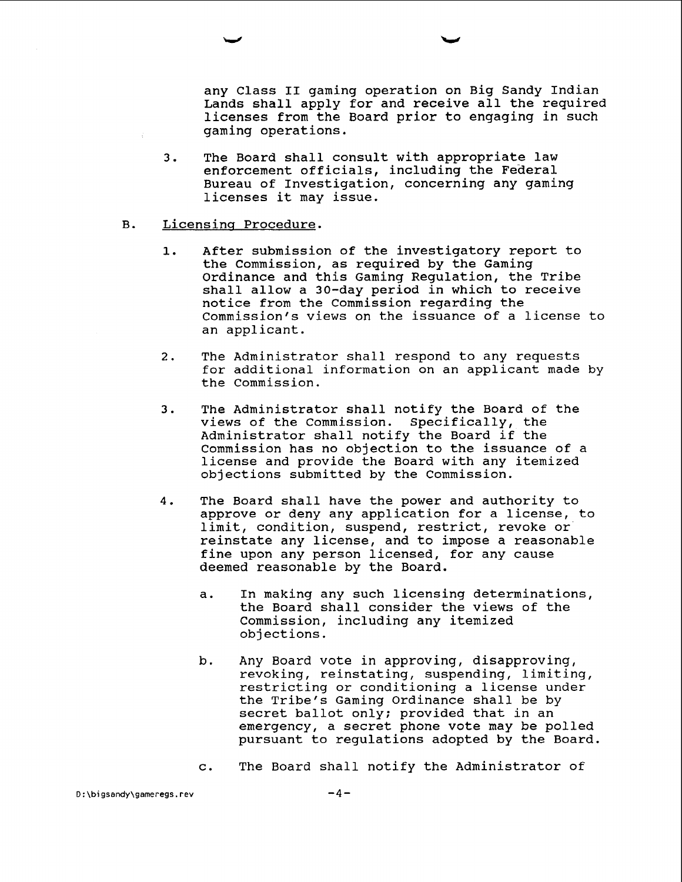any Class II gaming operation on Big Sandy Indian Lands shall apply for and receive all the required licenses from the Board prior to engaging in such gaming operations.

3. The Board shall consult with appropriate law enforcement officials, including the Federal Bureau of Investigation, concerning any gaming licenses it may issue.

B. Licensing Procedure.

1. After submission of the investigatory report to the Commission, as required by the Gaming Ordinance and this Gaming Regulation, the Tribe shall allow a 30-day period in which to receive notice from the Commission regarding the Commission's views on the issuance of a license to an applicant.

2. The Administrator shall respond to any requests for additional information on an applicant made by the Commission.

3. The Administrator shall notify the Board of the views of the Commission. Specifically, the Administrator shall notify the Board if the Commission has no objection to the issuance of a license and provide the Board with any itemized objections submitted by the Commission.

4. The Board shall have the power and authority to approve or deny any application for a license, to limit, condition, suspend, restrict, revoke or reinstate any license, and to impose a reasonable fine upon any person licensed, for any cause deemed reasonable by the Board.

   a. In making any such licensing determinations, the Board shall consider the views of the Commission, including any itemized objections.

   b. Any Board vote in approving, disapproving, revoking, reinstating, suspending, limiting, restricting or conditioning a license under the Tribe's Gaming Ordinance shall be by secret ballot only; provided that in an emergency, a secret phone vote may be polled pursuant to regulations adopted by the Board.

   c. The Board shall notify the Administrator of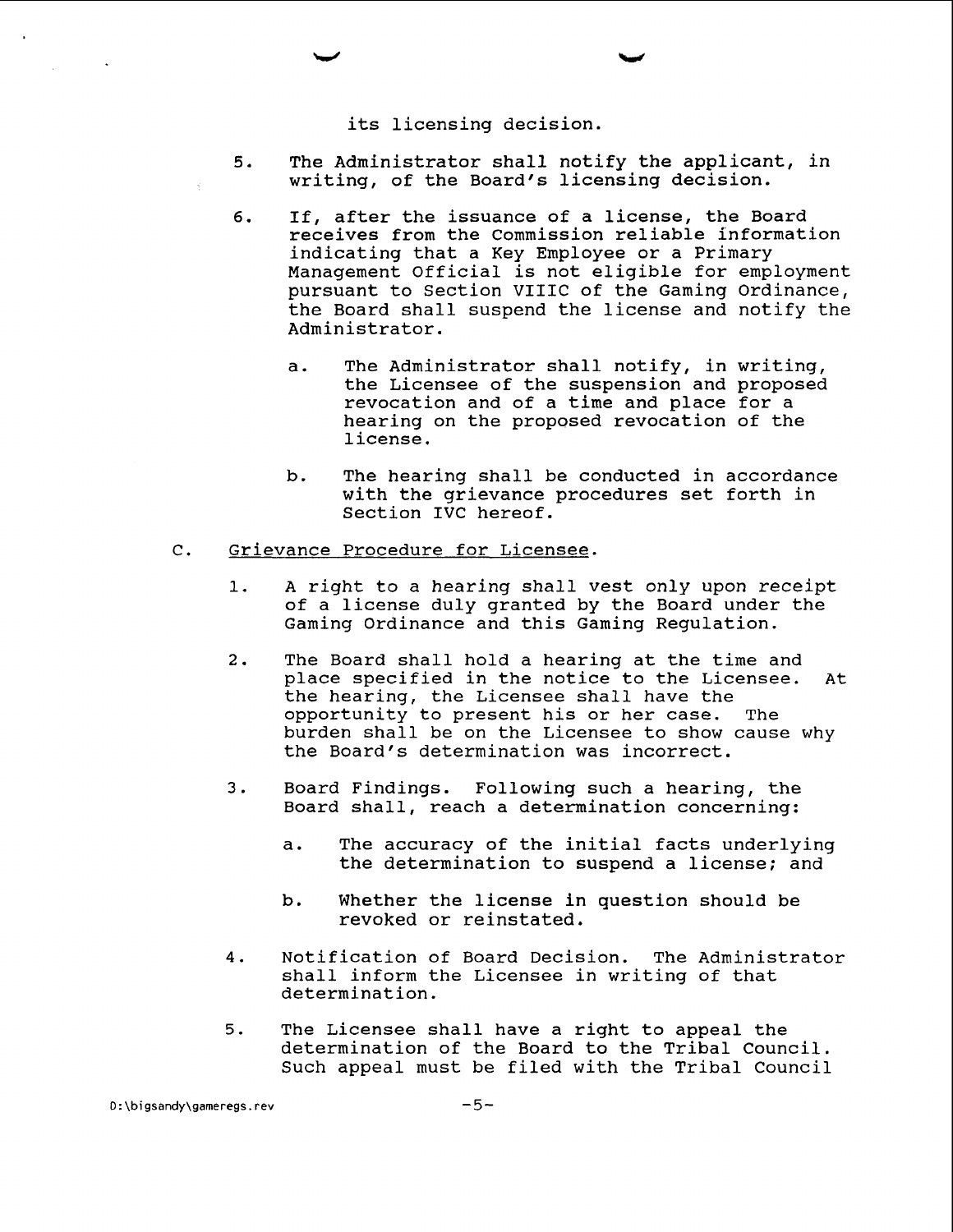its licensing decision.

5. The Administrator shall notify the applicant, in writing, of the Board's licensing decision.

6. If, after the issuance of a license, the Board receives from the Commission reliable information indicating that a Key Employee or a Primary Management Official is not eligible for employment pursuant to Section VIIIC of the Gaming Ordinance, the Board shall suspend the license and notify the Administrator.

   a. The Administrator shall notify, in writing, the Licensee of the suspension and proposed revocation and of a time and place for a hearing on the proposed revocation of the license.

   b. The hearing shall be conducted in accordance with the grievance procedures set forth in Section IVC hereof.

C. Grievance Procedure for Licensee.

   1. A right to a hearing shall vest only upon receipt of a license duly granted by the Board under the Gaming Ordinance and this Gaming Regulation.

   2. The Board shall hold a hearing at the time and place specified in the notice to the Licensee. At the hearing, the Licensee shall have the opportunity to present his or her case. The burden shall be on the Licensee to show cause why the Board's determination was incorrect.

   3. Board Findings. Following such a hearing, the Board shall, reach a determination concerning:

      a. The accuracy of the initial facts underlying the determination to suspend a license; and

      b. Whether the license in question should be revoked or reinstated.

   4. Notification of Board Decision. The Administrator shall inform the Licensee in writing of that determination.

   5. The Licensee shall have a right to appeal the determination of the Board to the Tribal Council. Such appeal must be filed with the Tribal Council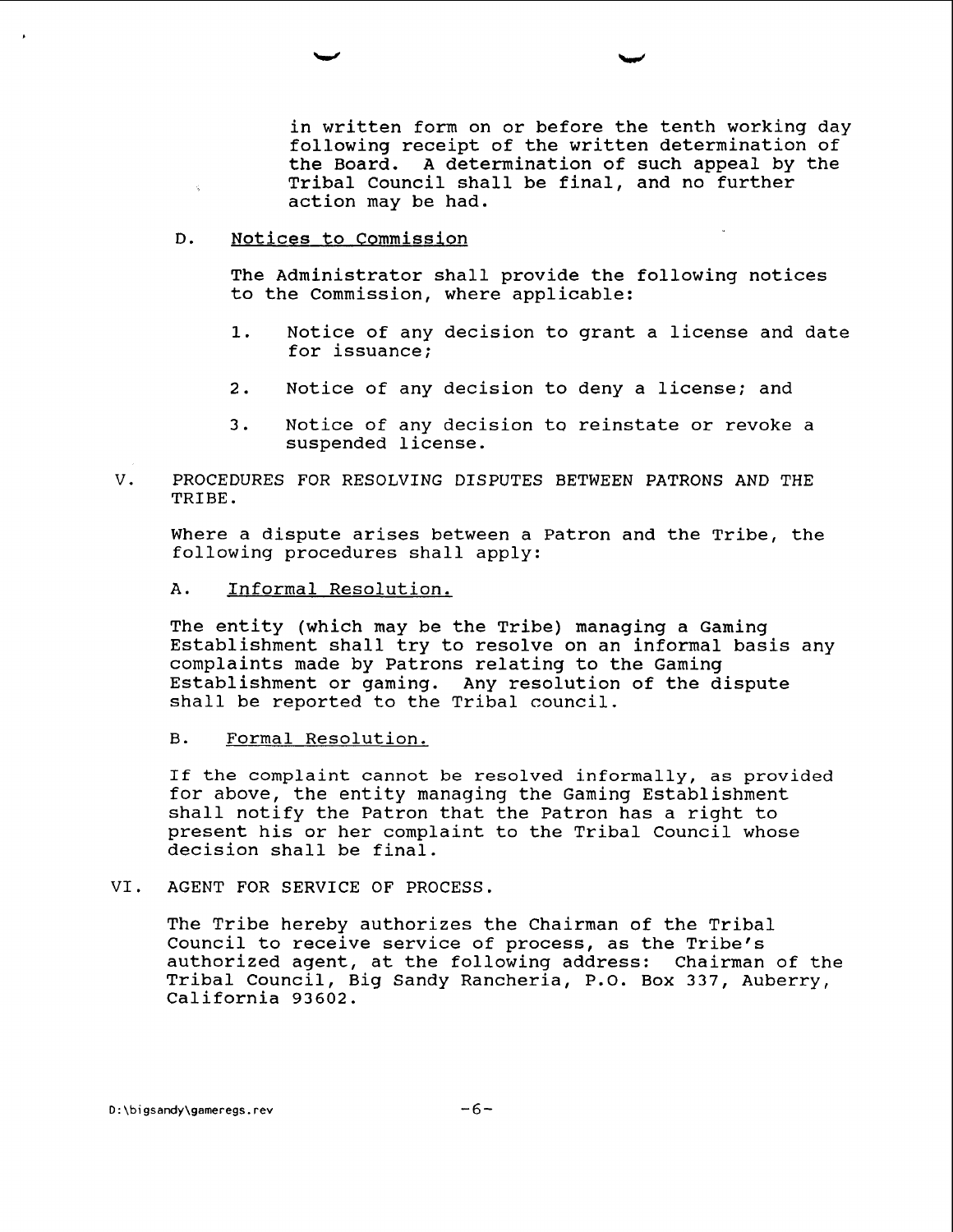in written form on or before the tenth working day following receipt of the written determination of the Board. A determination of such appeal by the Tribal Council shall be final, and no further action may be had.

D. Notices to Commission

The Administrator shall provide the following notices to the Commission, where applicable:

1. Notice of any decision to grant a license and date for issuance;

2. Notice of any decision to deny a license; and

3. Notice of any decision to reinstate or revoke a suspended license.

## V. PROCEDURES FOR RESOLVING DISPUTES BETWEEN PATRONS AND THE TRIBE.

Where a dispute arises between a Patron and the Tribe, the following procedures shall apply:

A. Informal Resolution.

The entity (which may be the Tribe) managing a Gaming Establishment shall try to resolve on an informal basis any complaints made by Patrons relating to the Gaming Establishment or gaming. Any resolution of the dispute shall be reported to the Tribal council.

B. Formal Resolution.

If the complaint cannot be resolved informally, as provided for above, the entity managing the Gaming Establishment shall notify the Patron that the Patron has a right to present his or her complaint to the Tribal Council whose decision shall be final.

## VI. AGENT FOR SERVICE OF PROCESS.

The Tribe hereby authorizes the Chairman of the Tribal Council to receive service of process, as the Tribe's authorized agent, at the following address: Chairman of the Tribal Council, Big Sandy Rancheria, P.O. Box 337, Auberry, California 93602.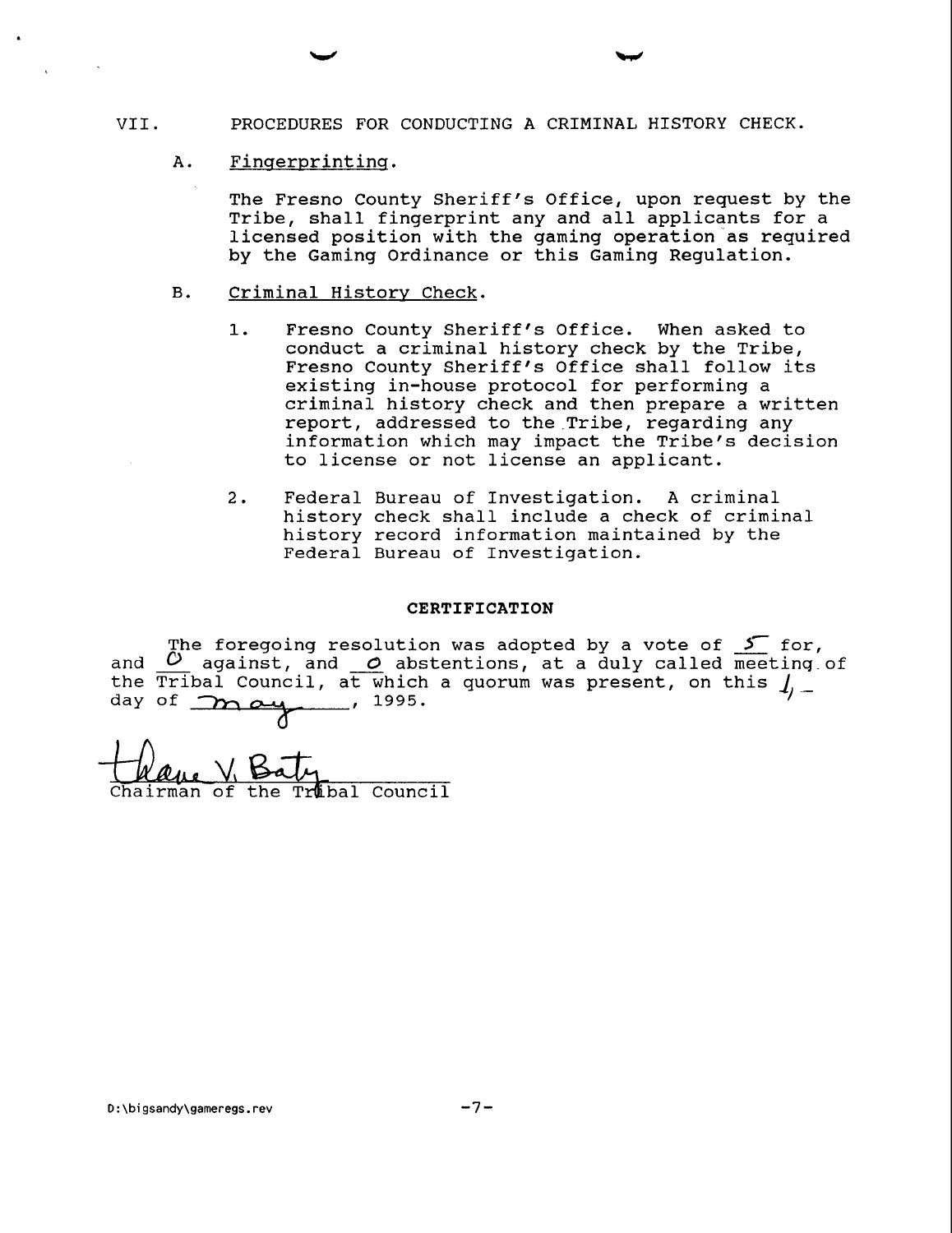VII. PROCEDURES FOR CONDUCTING A CRIMINAL HISTORY CHECK.

A. Fingerprinting.

The Fresno County Sheriff's Office, upon request by the Tribe, shall fingerprint any and all applicants for a licensed position with the gaming operation as required by the Gaming Ordinance or this Gaming Regulation.

B. Criminal History Check.

1. Fresno County Sheriff's Office. When asked to conduct a criminal history check by the Tribe, Fresno County Sheriff's Office shall follow its existing in-house protocol for performing a criminal history check and then prepare a written report, addressed to the Tribe, regarding any information which may impact the Tribe's decision to license or not license an applicant.

2. Federal Bureau of Investigation. A criminal history check shall include a check of criminal history record information maintained by the Federal Bureau of Investigation.

**CERTIFICATION**

The foregoing resolution was adopted by a vote of 5 for, and 0 against, and 0 abstentions, at a duly called meeting of the Tribal Council, at which a quorum was present, on this 1 day of May, 1995.

Chairman of the Tribal Council

D:\bigsandy\gameregs.rev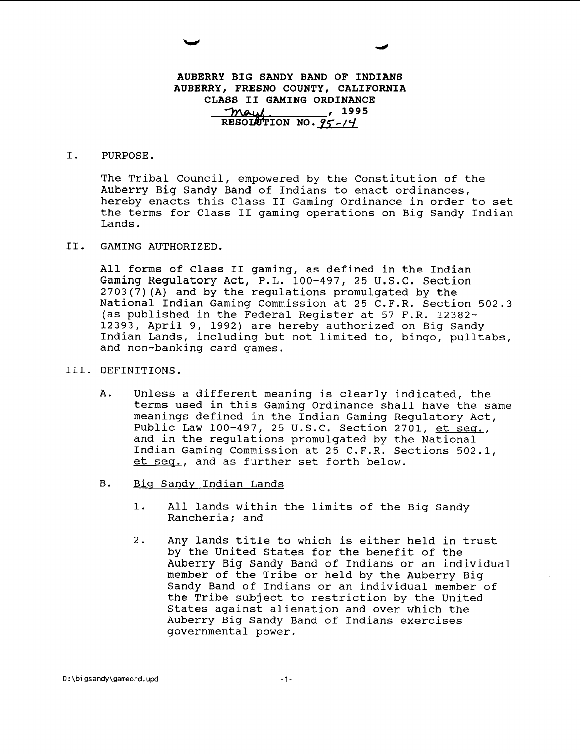**AUBERRY BIG SANDY BAND OF INDIANS**
**AUBERRY, FRESNO COUNTY, CALIFORNIA**
**CLASS II GAMING ORDINANCE**
**May , 1995**
**RESOLUTION NO. 95-14**

## I. PURPOSE.

The Tribal Council, empowered by the Constitution of the Auberry Big Sandy Band of Indians to enact ordinances, hereby enacts this Class II Gaming Ordinance in order to set the terms for Class II gaming operations on Big Sandy Indian Lands.

## II. GAMING AUTHORIZED.

All forms of Class II gaming, as defined in the Indian Gaming Regulatory Act, P.L. 100-497, 25 U.S.C. Section 2703(7)(A) and by the regulations promulgated by the National Indian Gaming Commission at 25 C.F.R. Section 502.3 (as published in the Federal Register at 57 F.R. 12382-12393, April 9, 1992) are hereby authorized on Big Sandy Indian Lands, including but not limited to, bingo, pulltabs, and non-banking card games.

## III. DEFINITIONS.

A. Unless a different meaning is clearly indicated, the terms used in this Gaming Ordinance shall have the same meanings defined in the Indian Gaming Regulatory Act, Public Law 100-497, 25 U.S.C. Section 2701, et seq., and in the regulations promulgated by the National Indian Gaming Commission at 25 C.F.R. Sections 502.1, et seq., and as further set forth below.

B. Big Sandy Indian Lands

1. All lands within the limits of the Big Sandy Rancheria; and

2. Any lands title to which is either held in trust by the United States for the benefit of the Auberry Big Sandy Band of Indians or an individual member of the Tribe or held by the Auberry Big Sandy Band of Indians or an individual member of the Tribe subject to restriction by the United States against alienation and over which the Auberry Big Sandy Band of Indians exercises governmental power.

D:\bigsandy\gameord.upd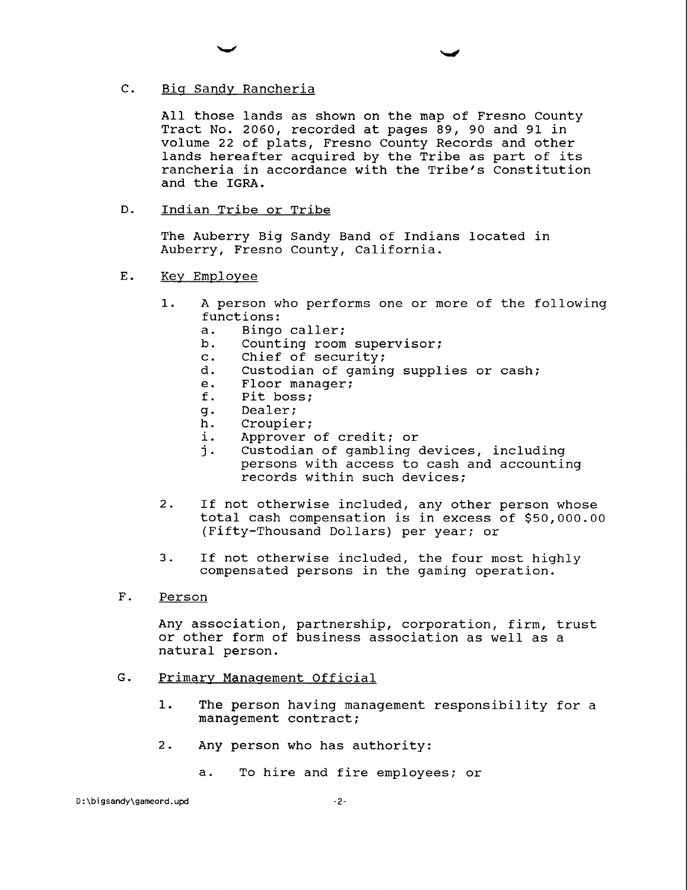C. Big Sandy Rancheria

All those lands as shown on the map of Fresno County Tract No. 2060, recorded at pages 89, 90 and 91 in volume 22 of plats, Fresno County Records and other lands hereafter acquired by the Tribe as part of its rancheria in accordance with the Tribe's Constitution and the IGRA.

D. Indian Tribe or Tribe

The Auberry Big Sandy Band of Indians located in Auberry, Fresno County, California.

E. Key Employee

1. A person who performs one or more of the following functions:
   a. Bingo caller;
   b. Counting room supervisor;
   c. Chief of security;
   d. Custodian of gaming supplies or cash;
   e. Floor manager;
   f. Pit boss;
   g. Dealer;
   h. Croupier;
   i. Approver of credit; or
   j. Custodian of gambling devices, including persons with access to cash and accounting records within such devices;

2. If not otherwise included, any other person whose total cash compensation is in excess of $50,000.00 (Fifty-Thousand Dollars) per year; or

3. If not otherwise included, the four most highly compensated persons in the gaming operation.

F. Person

Any association, partnership, corporation, firm, trust or other form of business association as well as a natural person.

G. Primary Management Official

1. The person having management responsibility for a management contract;

2. Any person who has authority:

   a. To hire and fire employees; or

D:\bigsandy\gameord.upd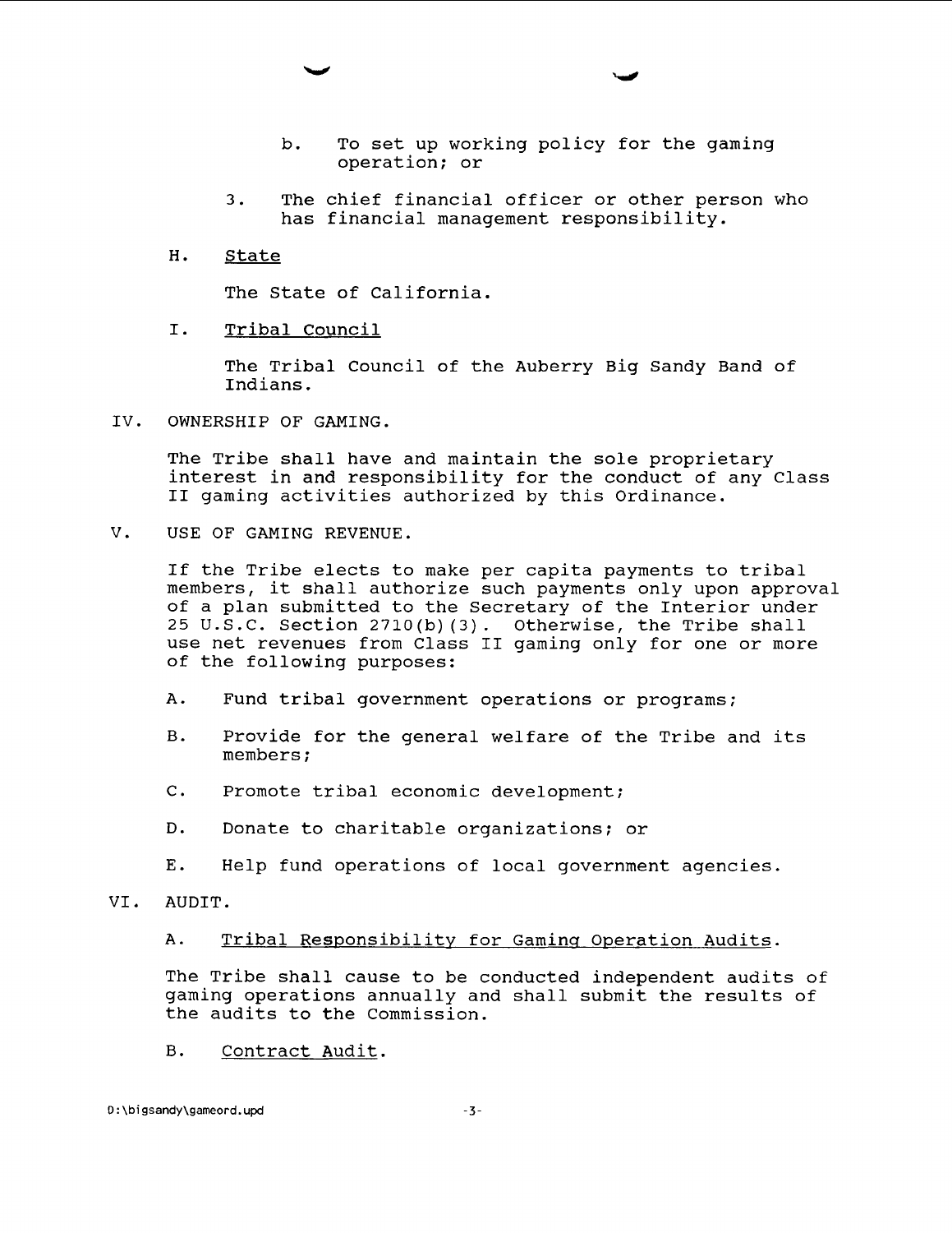b. To set up working policy for the gaming operation; or

3. The chief financial officer or other person who has financial management responsibility.

H. State

The State of California.

I. Tribal Council

The Tribal Council of the Auberry Big Sandy Band of Indians.

IV. OWNERSHIP OF GAMING.

The Tribe shall have and maintain the sole proprietary interest in and responsibility for the conduct of any Class II gaming activities authorized by this Ordinance.

V. USE OF GAMING REVENUE.

If the Tribe elects to make per capita payments to tribal members, it shall authorize such payments only upon approval of a plan submitted to the Secretary of the Interior under 25 U.S.C. Section 2710(b)(3). Otherwise, the Tribe shall use net revenues from Class II gaming only for one or more of the following purposes:

A. Fund tribal government operations or programs;

B. Provide for the general welfare of the Tribe and its members;

C. Promote tribal economic development;

D. Donate to charitable organizations; or

E. Help fund operations of local government agencies.

VI. AUDIT.

A. Tribal Responsibility for Gaming Operation Audits.

The Tribe shall cause to be conducted independent audits of gaming operations annually and shall submit the results of the audits to the Commission.

B. Contract Audit.

D:\bigsandy\gameord.upd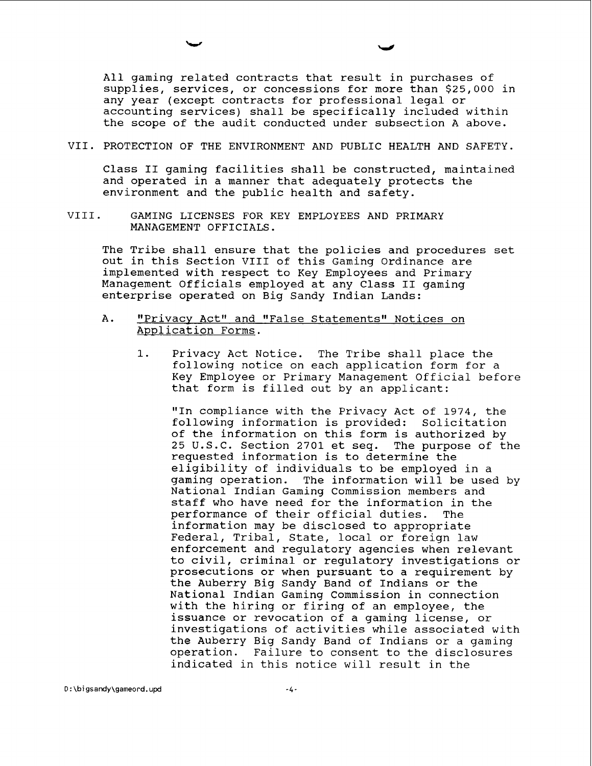All gaming related contracts that result in purchases of supplies, services, or concessions for more than $25,000 in any year (except contracts for professional legal or accounting services) shall be specifically included within the scope of the audit conducted under subsection A above.

## VII. PROTECTION OF THE ENVIRONMENT AND PUBLIC HEALTH AND SAFETY.

Class II gaming facilities shall be constructed, maintained and operated in a manner that adequately protects the environment and the public health and safety.

## VIII. GAMING LICENSES FOR KEY EMPLOYEES AND PRIMARY MANAGEMENT OFFICIALS.

The Tribe shall ensure that the policies and procedures set out in this Section VIII of this Gaming Ordinance are implemented with respect to Key Employees and Primary Management Officials employed at any Class II gaming enterprise operated on Big Sandy Indian Lands:

A. "Privacy Act" and "False Statements" Notices on Application Forms.

1. Privacy Act Notice. The Tribe shall place the following notice on each application form for a Key Employee or Primary Management Official before that form is filled out by an applicant:

   "In compliance with the Privacy Act of 1974, the following information is provided: Solicitation of the information on this form is authorized by 25 U.S.C. Section 2701 et seq. The purpose of the requested information is to determine the eligibility of individuals to be employed in a gaming operation. The information will be used by National Indian Gaming Commission members and staff who have need for the information in the performance of their official duties. The information may be disclosed to appropriate Federal, Tribal, State, local or foreign law enforcement and regulatory agencies when relevant to civil, criminal or regulatory investigations or prosecutions or when pursuant to a requirement by the Auberry Big Sandy Band of Indians or the National Indian Gaming Commission in connection with the hiring or firing of an employee, the issuance or revocation of a gaming license, or investigations of activities while associated with the Auberry Big Sandy Band of Indians or a gaming operation. Failure to consent to the disclosures indicated in this notice will result in the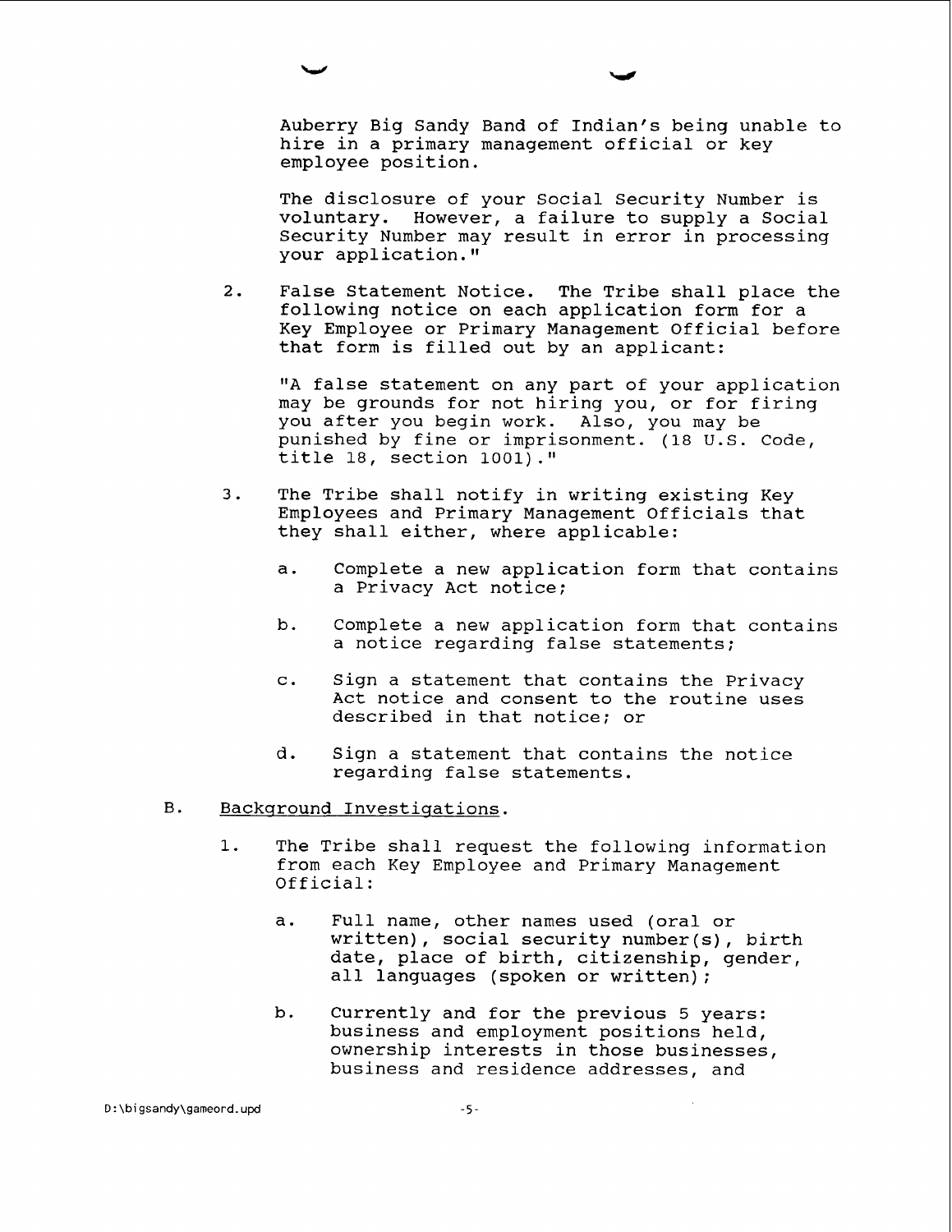Auberry Big Sandy Band of Indian's being unable to hire in a primary management official or key employee position.

The disclosure of your Social Security Number is voluntary. However, a failure to supply a Social Security Number may result in error in processing your application."

2. False Statement Notice. The Tribe shall place the following notice on each application form for a Key Employee or Primary Management Official before that form is filled out by an applicant:

   "A false statement on any part of your application may be grounds for not hiring you, or for firing you after you begin work. Also, you may be punished by fine or imprisonment. (18 U.S. Code, title 18, section 1001)."

3. The Tribe shall notify in writing existing Key Employees and Primary Management Officials that they shall either, where applicable:

   a. Complete a new application form that contains a Privacy Act notice;

   b. Complete a new application form that contains a notice regarding false statements;

   c. Sign a statement that contains the Privacy Act notice and consent to the routine uses described in that notice; or

   d. Sign a statement that contains the notice regarding false statements.

B. Background Investigations.

1. The Tribe shall request the following information from each Key Employee and Primary Management Official:

   a. Full name, other names used (oral or written), social security number(s), birth date, place of birth, citizenship, gender, all languages (spoken or written);

   b. Currently and for the previous 5 years: business and employment positions held, ownership interests in those businesses, business and residence addresses, and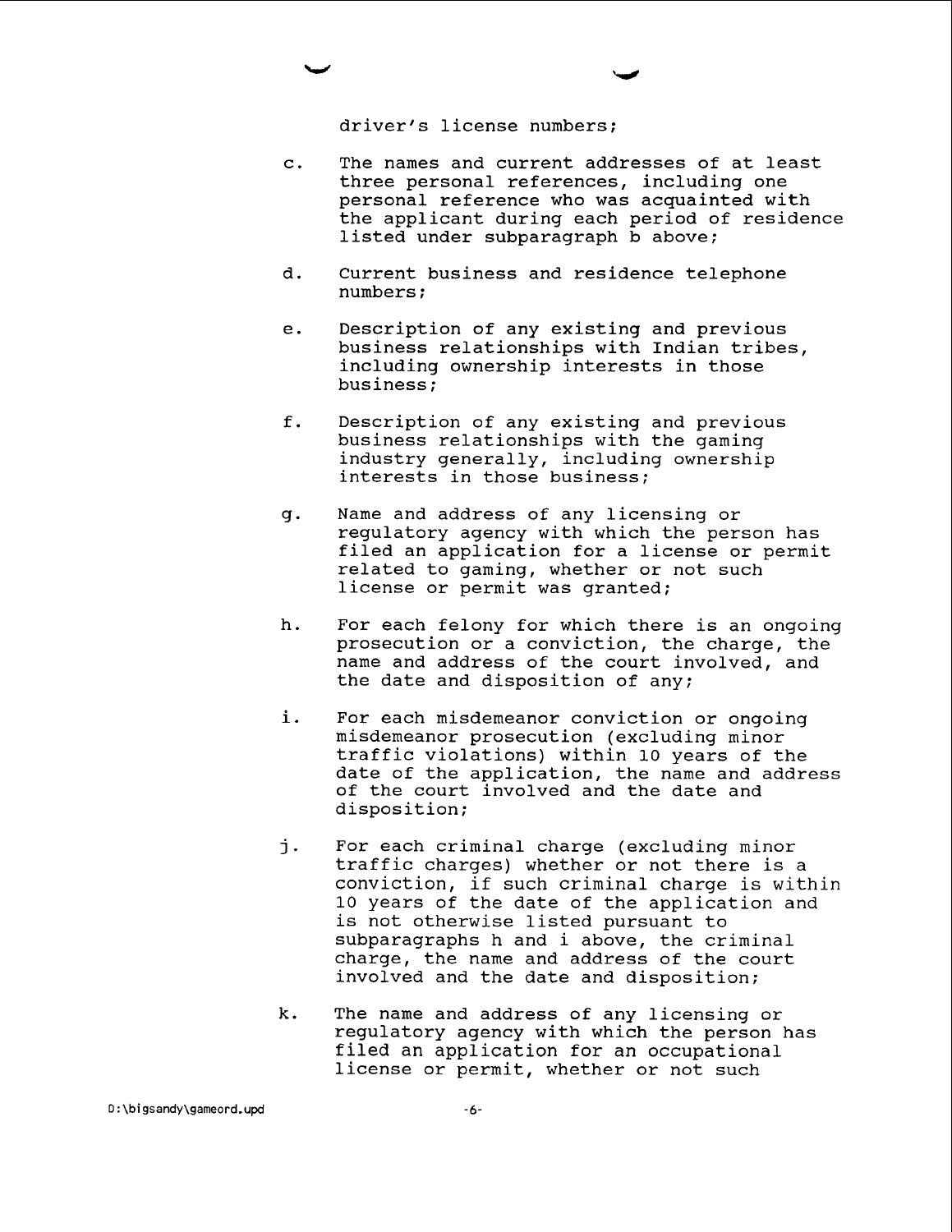driver's license numbers;

c. The names and current addresses of at least three personal references, including one personal reference who was acquainted with the applicant during each period of residence listed under subparagraph b above;

d. Current business and residence telephone numbers;

e. Description of any existing and previous business relationships with Indian tribes, including ownership interests in those business;

f. Description of any existing and previous business relationships with the gaming industry generally, including ownership interests in those business;

g. Name and address of any licensing or regulatory agency with which the person has filed an application for a license or permit related to gaming, whether or not such license or permit was granted;

h. For each felony for which there is an ongoing prosecution or a conviction, the charge, the name and address of the court involved, and the date and disposition of any;

i. For each misdemeanor conviction or ongoing misdemeanor prosecution (excluding minor traffic violations) within 10 years of the date of the application, the name and address of the court involved and the date and disposition;

j. For each criminal charge (excluding minor traffic charges) whether or not there is a conviction, if such criminal charge is within 10 years of the date of the application and is not otherwise listed pursuant to subparagraphs h and i above, the criminal charge, the name and address of the court involved and the date and disposition;

k. The name and address of any licensing or regulatory agency with which the person has filed an application for an occupational license or permit, whether or not such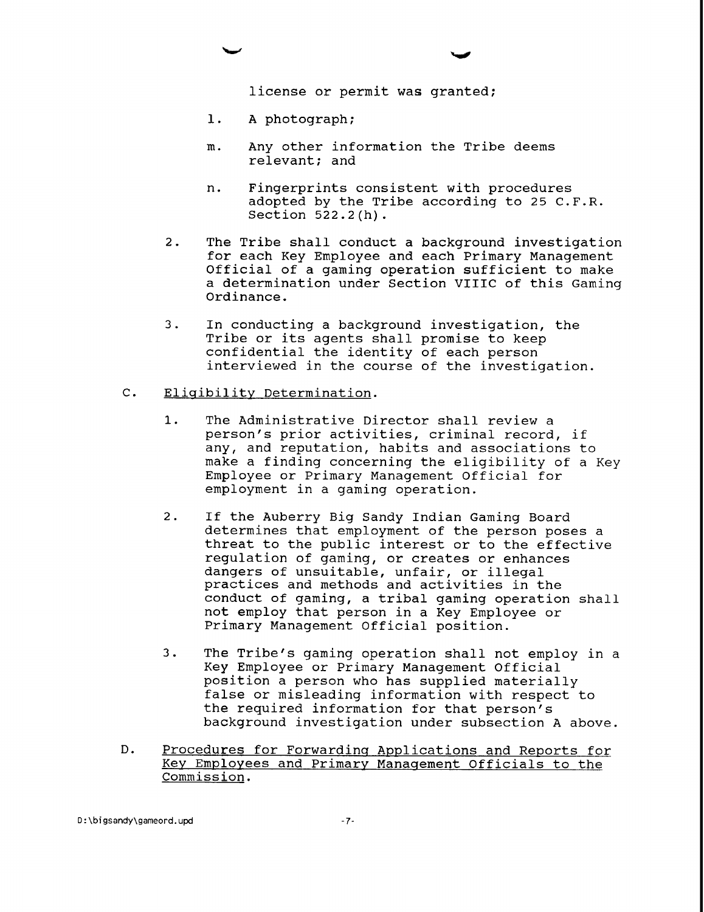license or permit was granted;

l. A photograph;

m. Any other information the Tribe deems relevant; and

n. Fingerprints consistent with procedures adopted by the Tribe according to 25 C.F.R. Section 522.2(h).

2. The Tribe shall conduct a background investigation for each Key Employee and each Primary Management Official of a gaming operation sufficient to make a determination under Section VIIIC of this Gaming Ordinance.

3. In conducting a background investigation, the Tribe or its agents shall promise to keep confidential the identity of each person interviewed in the course of the investigation.

C. Eligibility Determination.

1. The Administrative Director shall review a person's prior activities, criminal record, if any, and reputation, habits and associations to make a finding concerning the eligibility of a Key Employee or Primary Management Official for employment in a gaming operation.

2. If the Auberry Big Sandy Indian Gaming Board determines that employment of the person poses a threat to the public interest or to the effective regulation of gaming, or creates or enhances dangers of unsuitable, unfair, or illegal practices and methods and activities in the conduct of gaming, a tribal gaming operation shall not employ that person in a Key Employee or Primary Management Official position.

3. The Tribe's gaming operation shall not employ in a Key Employee or Primary Management Official position a person who has supplied materially false or misleading information with respect to the required information for that person's background investigation under subsection A above.

D. Procedures for Forwarding Applications and Reports for Key Employees and Primary Management Officials to the Commission.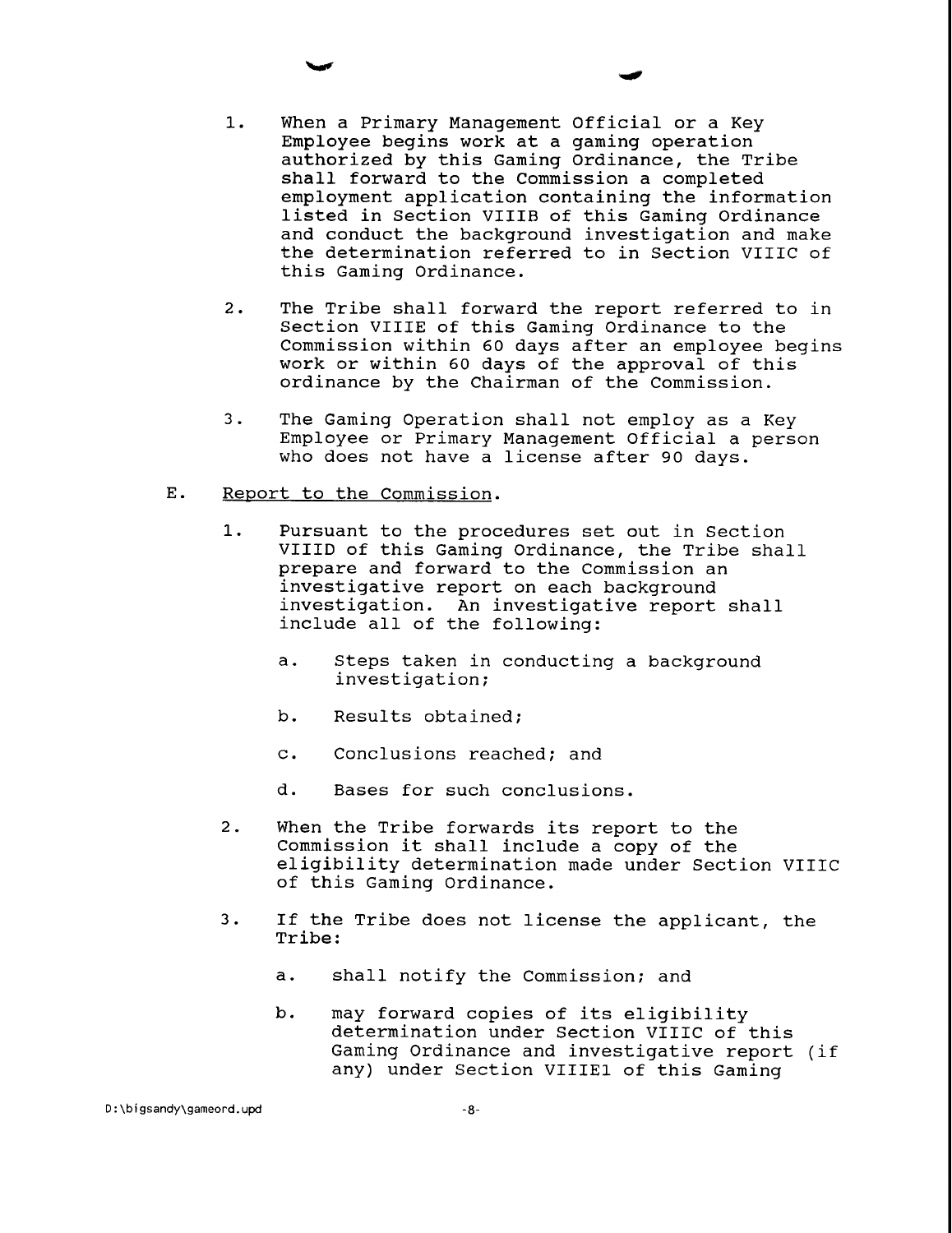1. When a Primary Management Official or a Key Employee begins work at a gaming operation authorized by this Gaming Ordinance, the Tribe shall forward to the Commission a completed employment application containing the information listed in Section VIIIB of this Gaming Ordinance and conduct the background investigation and make the determination referred to in Section VIIIC of this Gaming Ordinance.

2. The Tribe shall forward the report referred to in Section VIIIE of this Gaming Ordinance to the Commission within 60 days after an employee begins work or within 60 days of the approval of this ordinance by the Chairman of the Commission.

3. The Gaming Operation shall not employ as a Key Employee or Primary Management Official a person who does not have a license after 90 days.

E. Report to the Commission.

1. Pursuant to the procedures set out in Section VIIID of this Gaming Ordinance, the Tribe shall prepare and forward to the Commission an investigative report on each background investigation. An investigative report shall include all of the following:

   a. Steps taken in conducting a background investigation;

   b. Results obtained;

   c. Conclusions reached; and

   d. Bases for such conclusions.

2. When the Tribe forwards its report to the Commission it shall include a copy of the eligibility determination made under Section VIIIC of this Gaming Ordinance.

3. If the Tribe does not license the applicant, the Tribe:

   a. shall notify the Commission; and

   b. may forward copies of its eligibility determination under Section VIIIC of this Gaming Ordinance and investigative report (if any) under Section VIIIE1 of this Gaming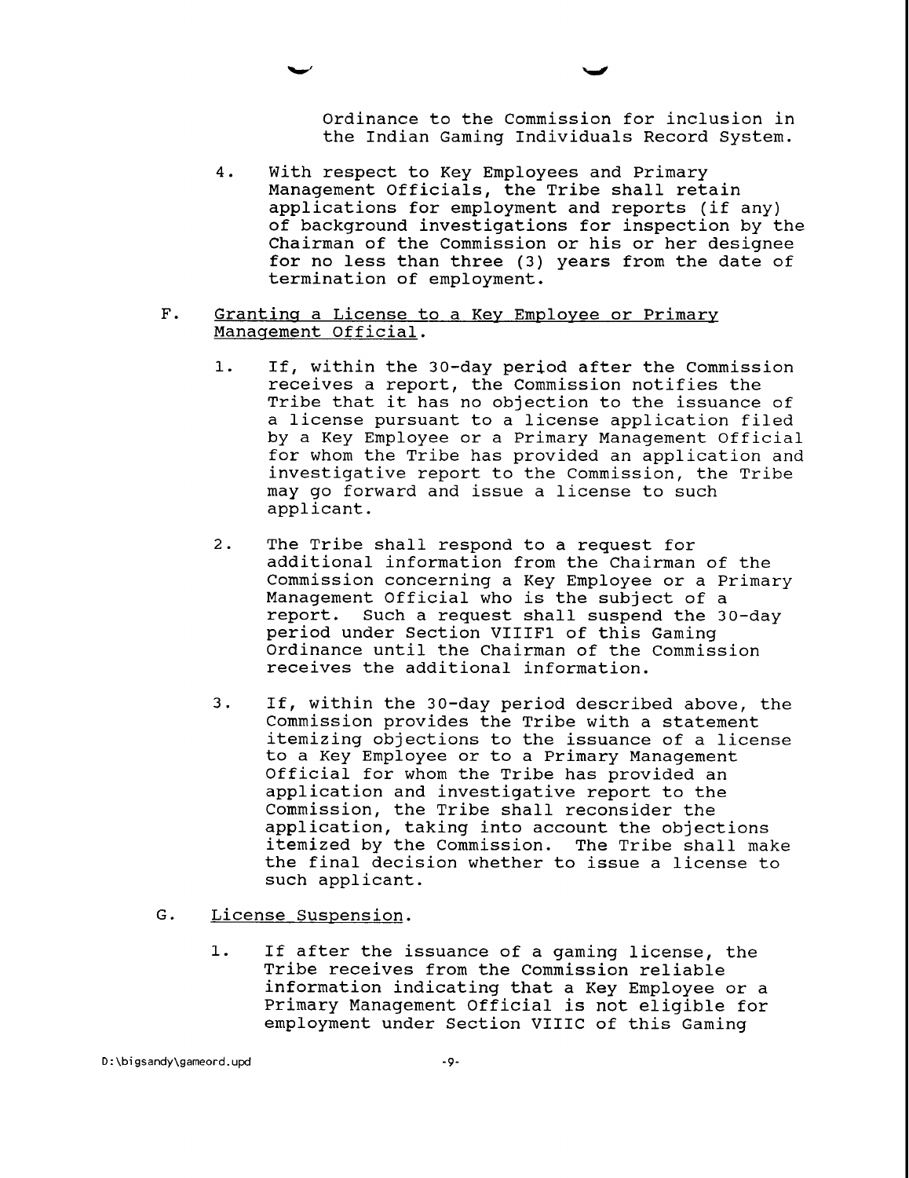Ordinance to the Commission for inclusion in the Indian Gaming Individuals Record System.

4. With respect to Key Employees and Primary Management Officials, the Tribe shall retain applications for employment and reports (if any) of background investigations for inspection by the Chairman of the Commission or his or her designee for no less than three (3) years from the date of termination of employment.

F. Granting a License to a Key Employee or Primary Management Official.

1. If, within the 30-day period after the Commission receives a report, the Commission notifies the Tribe that it has no objection to the issuance of a license pursuant to a license application filed by a Key Employee or a Primary Management Official for whom the Tribe has provided an application and investigative report to the Commission, the Tribe may go forward and issue a license to such applicant.

2. The Tribe shall respond to a request for additional information from the Chairman of the Commission concerning a Key Employee or a Primary Management Official who is the subject of a report. Such a request shall suspend the 30-day period under Section VIIIF1 of this Gaming Ordinance until the Chairman of the Commission receives the additional information.

3. If, within the 30-day period described above, the Commission provides the Tribe with a statement itemizing objections to the issuance of a license to a Key Employee or to a Primary Management Official for whom the Tribe has provided an application and investigative report to the Commission, the Tribe shall reconsider the application, taking into account the objections itemized by the Commission. The Tribe shall make the final decision whether to issue a license to such applicant.

G. License Suspension.

1. If after the issuance of a gaming license, the Tribe receives from the Commission reliable information indicating that a Key Employee or a Primary Management Official is not eligible for employment under Section VIIIC of this Gaming

D:\bigsandy\gameord.upd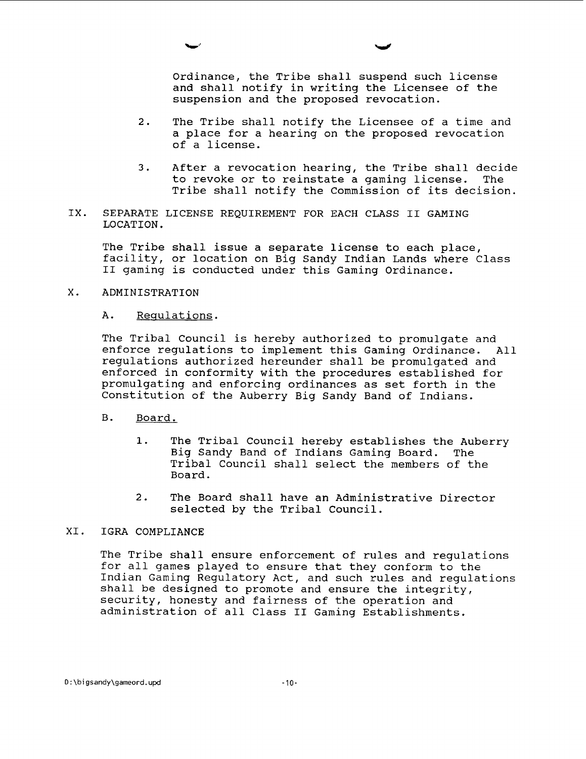Ordinance, the Tribe shall suspend such license and shall notify in writing the Licensee of the suspension and the proposed revocation.

2. The Tribe shall notify the Licensee of a time and a place for a hearing on the proposed revocation of a license.

3. After a revocation hearing, the Tribe shall decide to revoke or to reinstate a gaming license. The Tribe shall notify the Commission of its decision.

## IX. SEPARATE LICENSE REQUIREMENT FOR EACH CLASS II GAMING LOCATION.

The Tribe shall issue a separate license to each place, facility, or location on Big Sandy Indian Lands where Class II gaming is conducted under this Gaming Ordinance.

## X. ADMINISTRATION

### A. Regulations.

The Tribal Council is hereby authorized to promulgate and enforce regulations to implement this Gaming Ordinance. All regulations authorized hereunder shall be promulgated and enforced in conformity with the procedures established for promulgating and enforcing ordinances as set forth in the Constitution of the Auberry Big Sandy Band of Indians.

### B. Board.

1. The Tribal Council hereby establishes the Auberry Big Sandy Band of Indians Gaming Board. The Tribal Council shall select the members of the Board.

2. The Board shall have an Administrative Director selected by the Tribal Council.

## XI. IGRA COMPLIANCE

The Tribe shall ensure enforcement of rules and regulations for all games played to ensure that they conform to the Indian Gaming Regulatory Act, and such rules and regulations shall be designed to promote and ensure the integrity, security, honesty and fairness of the operation and administration of all Class II Gaming Establishments.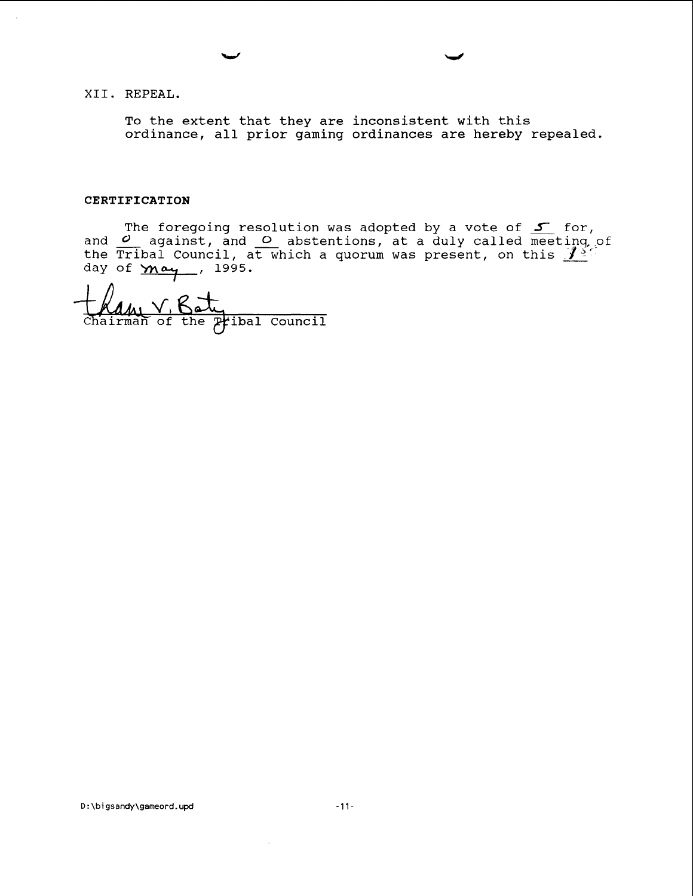XII. REPEAL.

To the extent that they are inconsistent with this ordinance, all prior gaming ordinances are hereby repealed.

**CERTIFICATION**

The foregoing resolution was adopted by a vote of 5 for, and 0 against, and 0 abstentions, at a duly called meeting of the Tribal Council, at which a quorum was present, on this 1st day of May, 1995.

Chairman of the Tribal Council

D:\bigsandy\gameord.upd